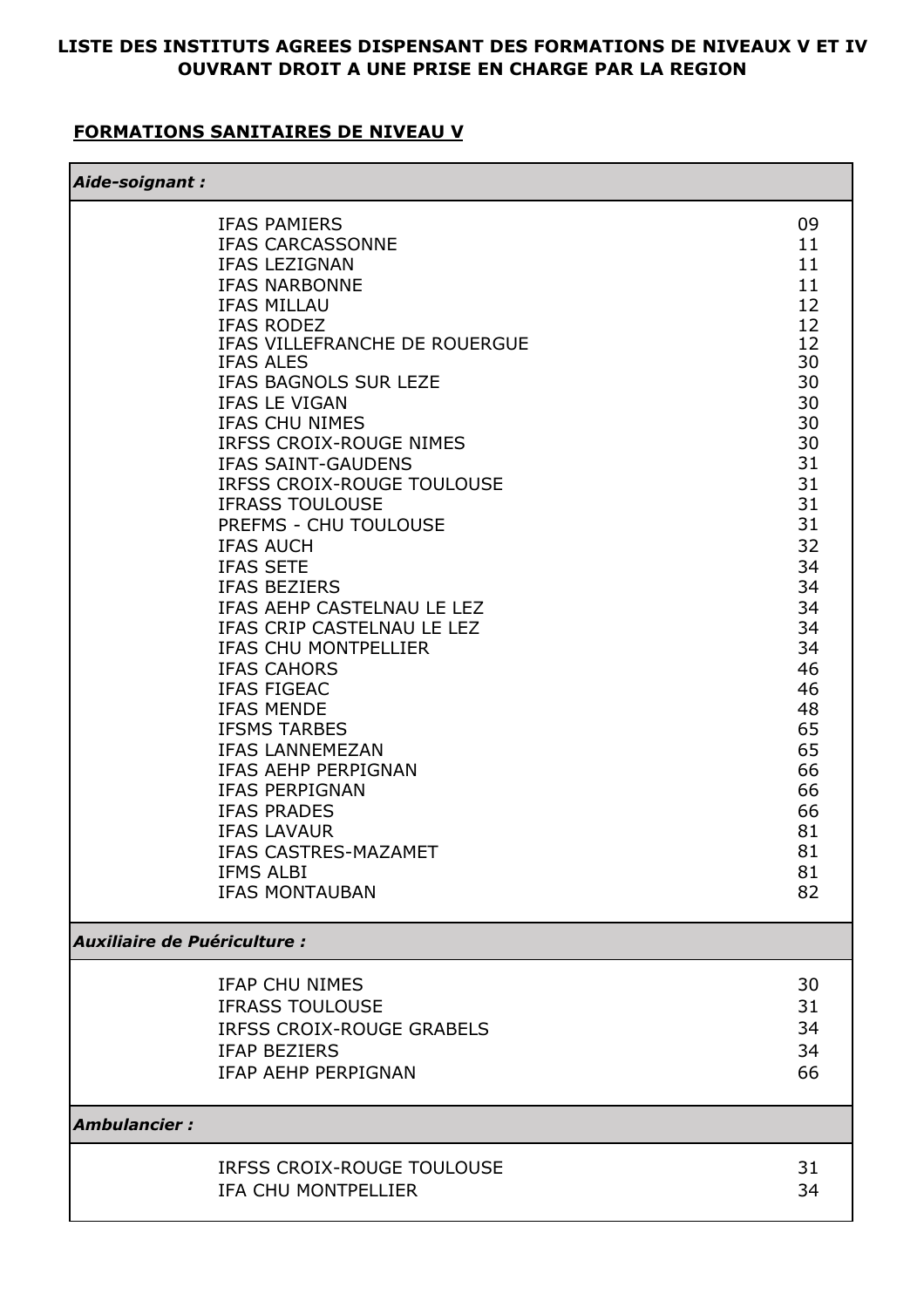**LISTE DES INSTITUTS AGREES DISPENSANT DES FORMATIONS DE NIVEAUX V ET IV OUVRANT DROIT A UNE PRISE EN CHARGE PAR LA REGION**

## FORMATIONS SANITAIRES DE NIVEAU V

| | |
|---|---|
| ***Aide-soignant :*** | |
| IFAS PAMIERS | 09 |
| IFAS CARCASSONNE | 11 |
| IFAS LEZIGNAN | 11 |
| IFAS NARBONNE | 11 |
| IFAS MILLAU | 12 |
| IFAS RODEZ | 12 |
| IFAS VILLEFRANCHE DE ROUERGUE | 12 |
| IFAS ALES | 30 |
| IFAS BAGNOLS SUR LEZE | 30 |
| IFAS LE VIGAN | 30 |
| IFAS CHU NIMES | 30 |
| IRFSS CROIX-ROUGE NIMES | 30 |
| IFAS SAINT-GAUDENS | 31 |
| IRFSS CROIX-ROUGE TOULOUSE | 31 |
| IFRASS TOULOUSE | 31 |
| PREFMS - CHU TOULOUSE | 31 |
| IFAS AUCH | 32 |
| IFAS SETE | 34 |
| IFAS BEZIERS | 34 |
| IFAS AEHP CASTELNAU LE LEZ | 34 |
| IFAS CRIP CASTELNAU LE LEZ | 34 |
| IFAS CHU MONTPELLIER | 34 |
| IFAS CAHORS | 46 |
| IFAS FIGEAC | 46 |
| IFAS MENDE | 48 |
| IFSMS TARBES | 65 |
| IFAS LANNEMEZAN | 65 |
| IFAS AEHP PERPIGNAN | 66 |
| IFAS PERPIGNAN | 66 |
| IFAS PRADES | 66 |
| IFAS LAVAUR | 81 |
| IFAS CASTRES-MAZAMET | 81 |
| IFMS ALBI | 81 |
| IFAS MONTAUBAN | 82 |
| ***Auxiliaire de Puériculture :*** | |
| IFAP CHU NIMES | 30 |
| IFRASS TOULOUSE | 31 |
| IRFSS CROIX-ROUGE GRABELS | 34 |
| IFAP BEZIERS | 34 |
| IFAP AEHP PERPIGNAN | 66 |
| ***Ambulancier :*** | |
| IRFSS CROIX-ROUGE TOULOUSE | 31 |
| IFA CHU MONTPELLIER | 34 |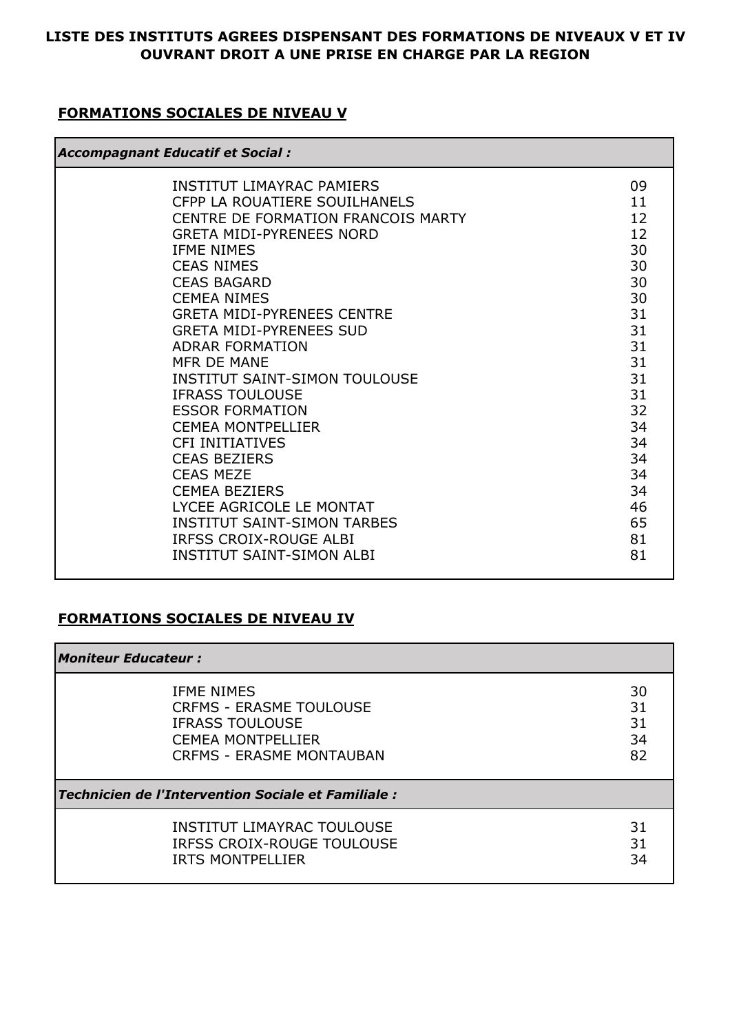**LISTE DES INSTITUTS AGREES DISPENSANT DES FORMATIONS DE NIVEAUX V ET IV OUVRANT DROIT A UNE PRISE EN CHARGE PAR LA REGION**

## FORMATIONS SOCIALES DE NIVEAU V

| ***Accompagnant Educatif et Social :*** | |
|---|---|
| INSTITUT LIMAYRAC PAMIERS | 09 |
| CFPP LA ROUATIERE SOUILHANELS | 11 |
| CENTRE DE FORMATION FRANCOIS MARTY | 12 |
| GRETA MIDI-PYRENEES NORD | 12 |
| IFME NIMES | 30 |
| CEAS NIMES | 30 |
| CEAS BAGARD | 30 |
| CEMEA NIMES | 30 |
| GRETA MIDI-PYRENEES CENTRE | 31 |
| GRETA MIDI-PYRENEES SUD | 31 |
| ADRAR FORMATION | 31 |
| MFR DE MANE | 31 |
| INSTITUT SAINT-SIMON TOULOUSE | 31 |
| IFRASS TOULOUSE | 31 |
| ESSOR FORMATION | 32 |
| CEMEA MONTPELLIER | 34 |
| CFI INITIATIVES | 34 |
| CEAS BEZIERS | 34 |
| CEAS MEZE | 34 |
| CEMEA BEZIERS | 34 |
| LYCEE AGRICOLE LE MONTAT | 46 |
| INSTITUT SAINT-SIMON TARBES | 65 |
| IRFSS CROIX-ROUGE ALBI | 81 |
| INSTITUT SAINT-SIMON ALBI | 81 |

## FORMATIONS SOCIALES DE NIVEAU IV

| ***Moniteur Educateur :*** | |
|---|---|
| IFME NIMES | 30 |
| CRFMS - ERASME TOULOUSE | 31 |
| IFRASS TOULOUSE | 31 |
| CEMEA MONTPELLIER | 34 |
| CRFMS - ERASME MONTAUBAN | 82 |
| ***Technicien de l'Intervention Sociale et Familiale :*** | |
| INSTITUT LIMAYRAC TOULOUSE | 31 |
| IRFSS CROIX-ROUGE TOULOUSE | 31 |
| IRTS MONTPELLIER | 34 |